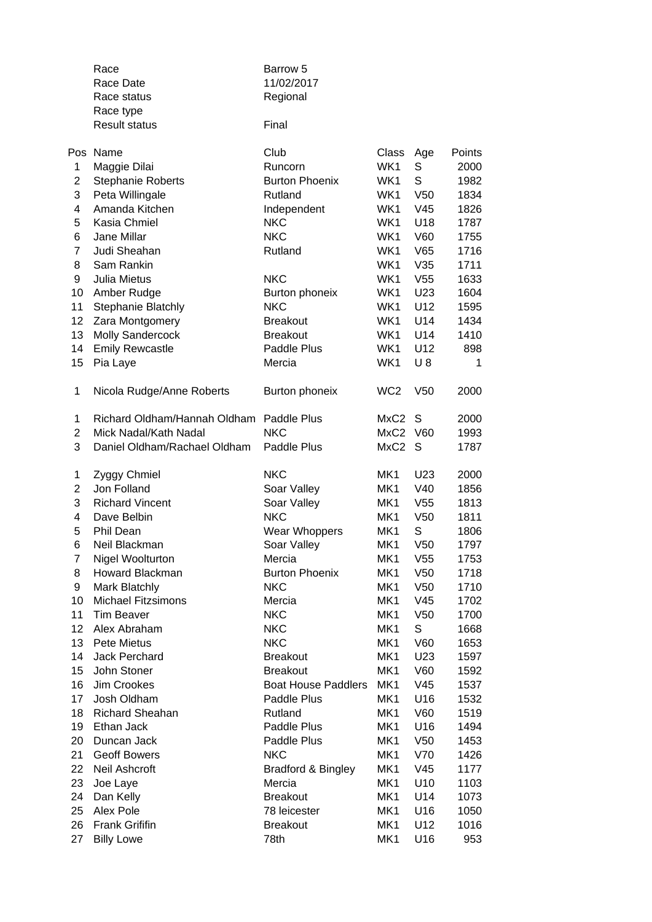| Race | Barrow 5 |
|---|---|
| Race Date | 11/02/2017 |
| Race status | Regional |
| Race type | |
| Result status | Final |

| Pos | Name | Club | Class | Age | Points |
|---|---|---|---|---|---|
| 1 | Maggie Dilai | Runcorn | WK1 | S | 2000 |
| 2 | Stephanie Roberts | Burton Phoenix | WK1 | S | 1982 |
| 3 | Peta Willingale | Rutland | WK1 | V50 | 1834 |
| 4 | Amanda Kitchen | Independent | WK1 | V45 | 1826 |
| 5 | Kasia Chmiel | NKC | WK1 | U18 | 1787 |
| 6 | Jane Millar | NKC | WK1 | V60 | 1755 |
| 7 | Judi Sheahan | Rutland | WK1 | V65 | 1716 |
| 8 | Sam Rankin | | WK1 | V35 | 1711 |
| 9 | Julia Mietus | NKC | WK1 | V55 | 1633 |
| 10 | Amber Rudge | Burton phoneix | WK1 | U23 | 1604 |
| 11 | Stephanie Blatchly | NKC | WK1 | U12 | 1595 |
| 12 | Zara Montgomery | Breakout | WK1 | U14 | 1434 |
| 13 | Molly Sandercock | Breakout | WK1 | U14 | 1410 |
| 14 | Emily Rewcastle | Paddle Plus | WK1 | U12 | 898 |
| 15 | Pia Laye | Mercia | WK1 | U 8 | 1 |
| | | | | | |
| 1 | Nicola Rudge/Anne Roberts | Burton phoneix | WC2 | V50 | 2000 |
| | | | | | |
| 1 | Richard Oldham/Hannah Oldham | Paddle Plus | MxC2 | S | 2000 |
| 2 | Mick Nadal/Kath Nadal | NKC | MxC2 | V60 | 1993 |
| 3 | Daniel Oldham/Rachael Oldham | Paddle Plus | MxC2 | S | 1787 |
| | | | | | |
| 1 | Zyggy Chmiel | NKC | MK1 | U23 | 2000 |
| 2 | Jon Folland | Soar Valley | MK1 | V40 | 1856 |
| 3 | Richard Vincent | Soar Valley | MK1 | V55 | 1813 |
| 4 | Dave Belbin | NKC | MK1 | V50 | 1811 |
| 5 | Phil Dean | Wear Whoppers | MK1 | S | 1806 |
| 6 | Neil Blackman | Soar Valley | MK1 | V50 | 1797 |
| 7 | Nigel Woolturton | Mercia | MK1 | V55 | 1753 |
| 8 | Howard Blackman | Burton Phoenix | MK1 | V50 | 1718 |
| 9 | Mark Blatchly | NKC | MK1 | V50 | 1710 |
| 10 | Michael Fitzsimons | Mercia | MK1 | V45 | 1702 |
| 11 | Tim Beaver | NKC | MK1 | V50 | 1700 |
| 12 | Alex Abraham | NKC | MK1 | S | 1668 |
| 13 | Pete Mietus | NKC | MK1 | V60 | 1653 |
| 14 | Jack Perchard | Breakout | MK1 | U23 | 1597 |
| 15 | John Stoner | Breakout | MK1 | V60 | 1592 |
| 16 | Jim Crookes | Boat House Paddlers | MK1 | V45 | 1537 |
| 17 | Josh Oldham | Paddle Plus | MK1 | U16 | 1532 |
| 18 | Richard Sheahan | Rutland | MK1 | V60 | 1519 |
| 19 | Ethan Jack | Paddle Plus | MK1 | U16 | 1494 |
| 20 | Duncan Jack | Paddle Plus | MK1 | V50 | 1453 |
| 21 | Geoff Bowers | NKC | MK1 | V70 | 1426 |
| 22 | Neil Ashcroft | Bradford & Bingley | MK1 | V45 | 1177 |
| 23 | Joe Laye | Mercia | MK1 | U10 | 1103 |
| 24 | Dan Kelly | Breakout | MK1 | U14 | 1073 |
| 25 | Alex Pole | 78 leicester | MK1 | U16 | 1050 |
| 26 | Frank Grififin | Breakout | MK1 | U12 | 1016 |
| 27 | Billy Lowe | 78th | MK1 | U16 | 953 |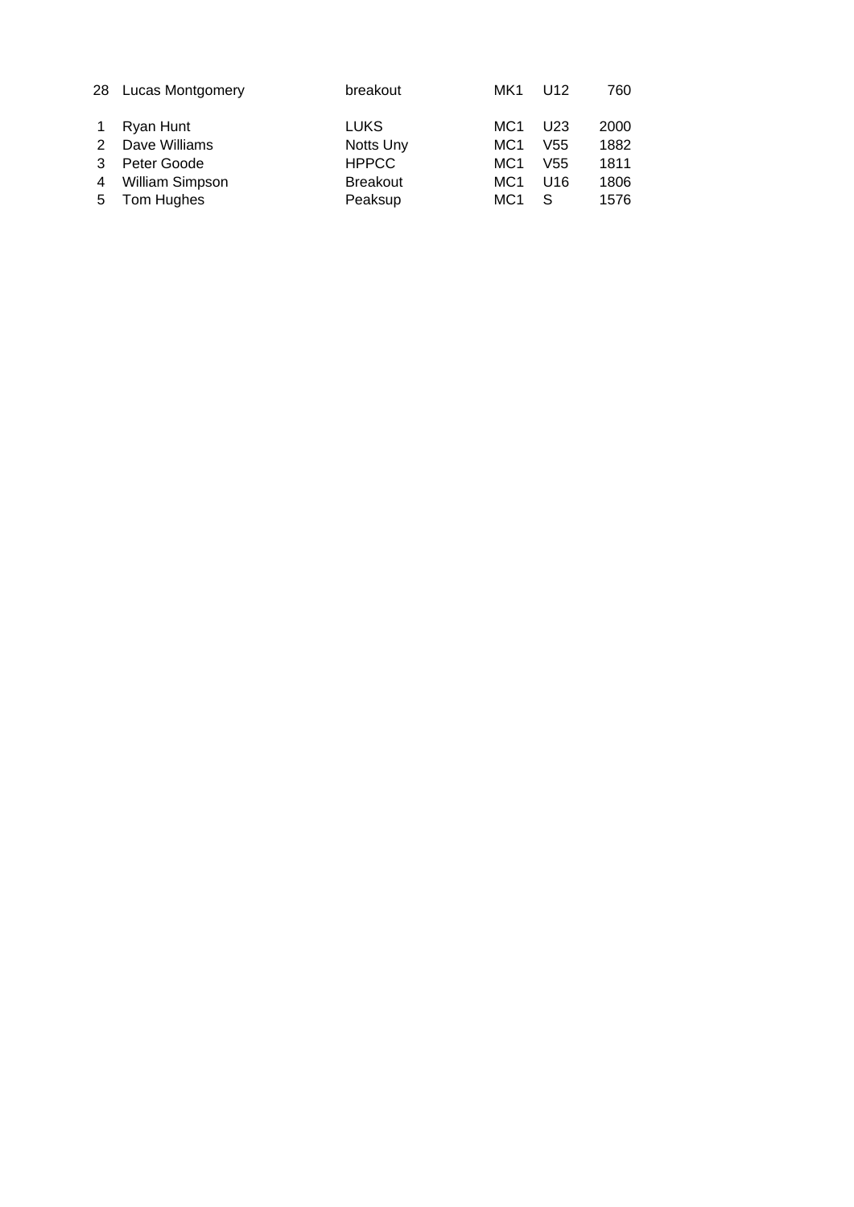| | | | | | |
|---|---|---|---|---|---|
| 28 | Lucas Montgomery | breakout | MK1 | U12 | 760 |

| | | | | | |
|---|---|---|---|---|---|
| 1 | Ryan Hunt | LUKS | MC1 | U23 | 2000 |
| 2 | Dave Williams | Notts Uny | MC1 | V55 | 1882 |
| 3 | Peter Goode | HPPCC | MC1 | V55 | 1811 |
| 4 | William Simpson | Breakout | MC1 | U16 | 1806 |
| 5 | Tom Hughes | Peaksup | MC1 | S | 1576 |